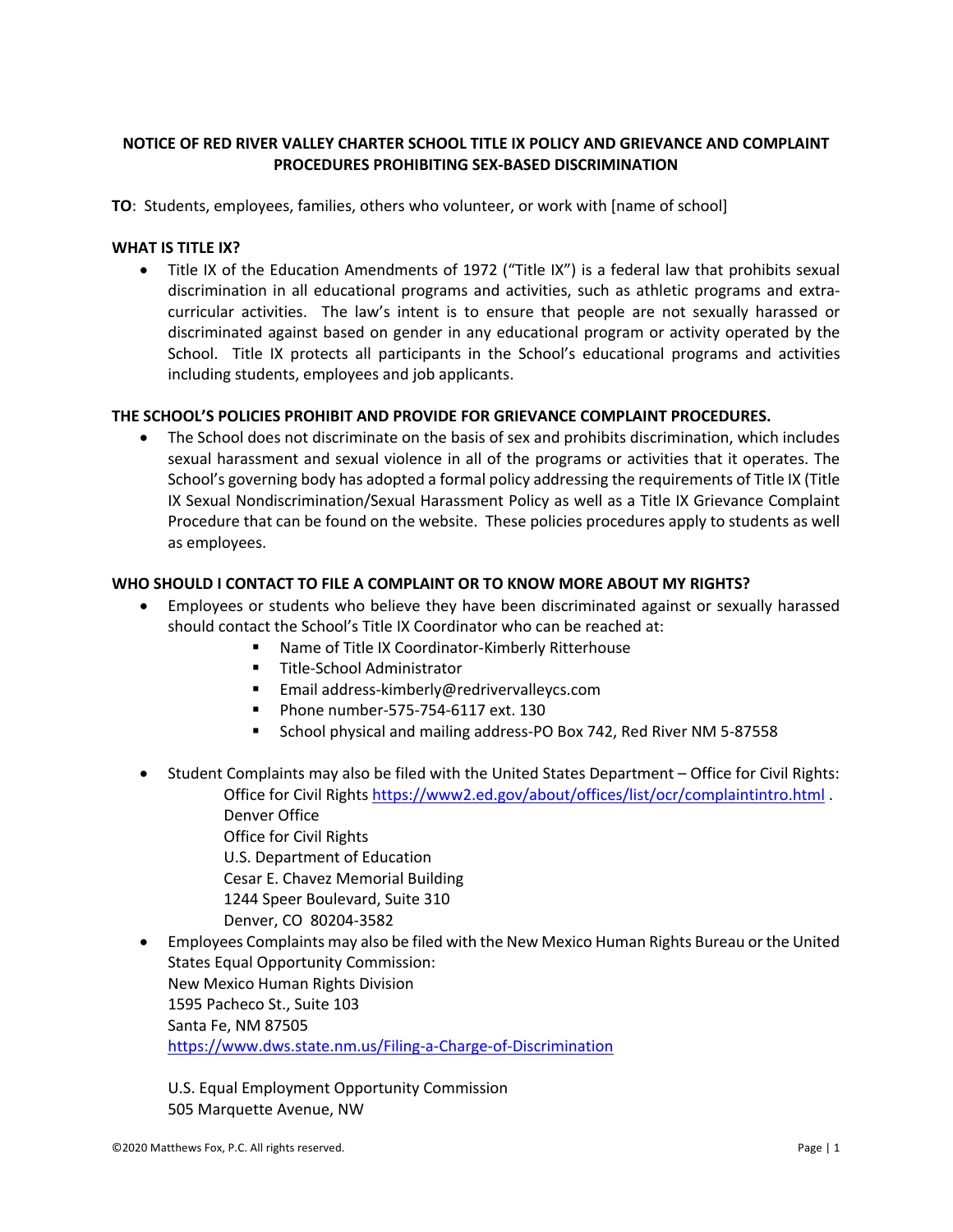**NOTICE OF RED RIVER VALLEY CHARTER SCHOOL TITLE IX POLICY AND GRIEVANCE AND COMPLAINT PROCEDURES PROHIBITING SEX-BASED DISCRIMINATION**

**TO**: Students, employees, families, others who volunteer, or work with [name of school]

**WHAT IS TITLE IX?**

- Title IX of the Education Amendments of 1972 ("Title IX") is a federal law that prohibits sexual discrimination in all educational programs and activities, such as athletic programs and extra-curricular activities. The law's intent is to ensure that people are not sexually harassed or discriminated against based on gender in any educational program or activity operated by the School. Title IX protects all participants in the School's educational programs and activities including students, employees and job applicants.

**THE SCHOOL'S POLICIES PROHIBIT AND PROVIDE FOR GRIEVANCE COMPLAINT PROCEDURES.**

- The School does not discriminate on the basis of sex and prohibits discrimination, which includes sexual harassment and sexual violence in all of the programs or activities that it operates. The School's governing body has adopted a formal policy addressing the requirements of Title IX (Title IX Sexual Nondiscrimination/Sexual Harassment Policy as well as a Title IX Grievance Complaint Procedure that can be found on the website. These policies procedures apply to students as well as employees.

**WHO SHOULD I CONTACT TO FILE A COMPLAINT OR TO KNOW MORE ABOUT MY RIGHTS?**

- Employees or students who believe they have been discriminated against or sexually harassed should contact the School's Title IX Coordinator who can be reached at:
  - Name of Title IX Coordinator-Kimberly Ritterhouse
  - Title-School Administrator
  - Email address-kimberly@redrivervalleycs.com
  - Phone number-575-754-6117 ext. 130
  - School physical and mailing address-PO Box 742, Red River NM 5-87558

- Student Complaints may also be filed with the United States Department – Office for Civil Rights:

  Office for Civil Rights https://www2.ed.gov/about/offices/list/ocr/complaintintro.html .
  Denver Office
  Office for Civil Rights
  U.S. Department of Education
  Cesar E. Chavez Memorial Building
  1244 Speer Boulevard, Suite 310
  Denver, CO 80204-3582

- Employees Complaints may also be filed with the New Mexico Human Rights Bureau or the United States Equal Opportunity Commission:

  New Mexico Human Rights Division
  1595 Pacheco St., Suite 103
  Santa Fe, NM 87505
  https://www.dws.state.nm.us/Filing-a-Charge-of-Discrimination

  U.S. Equal Employment Opportunity Commission
  505 Marquette Avenue, NW

©2020 Matthews Fox, P.C. All rights reserved.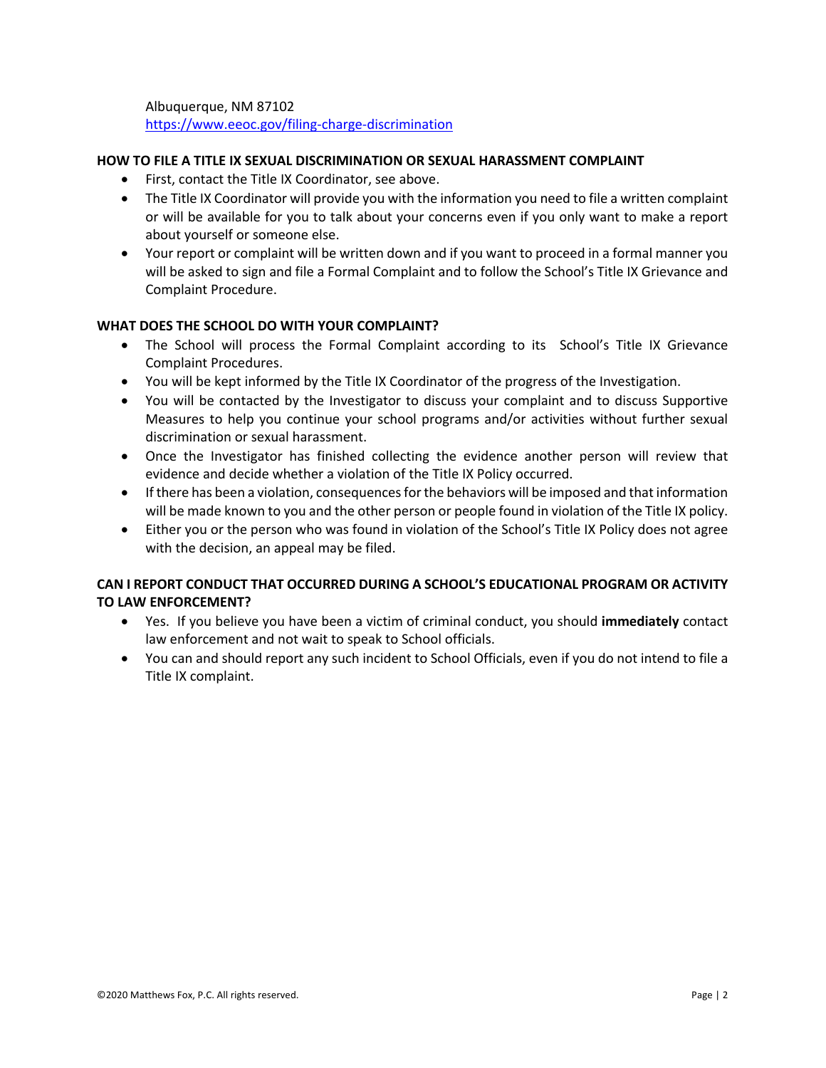Albuquerque, NM 87102
https://www.eeoc.gov/filing-charge-discrimination

**HOW TO FILE A TITLE IX SEXUAL DISCRIMINATION OR SEXUAL HARASSMENT COMPLAINT**

- First, contact the Title IX Coordinator, see above.
- The Title IX Coordinator will provide you with the information you need to file a written complaint or will be available for you to talk about your concerns even if you only want to make a report about yourself or someone else.
- Your report or complaint will be written down and if you want to proceed in a formal manner you will be asked to sign and file a Formal Complaint and to follow the School's Title IX Grievance and Complaint Procedure.

**WHAT DOES THE SCHOOL DO WITH YOUR COMPLAINT?**

- The School will process the Formal Complaint according to its School's Title IX Grievance Complaint Procedures.
- You will be kept informed by the Title IX Coordinator of the progress of the Investigation.
- You will be contacted by the Investigator to discuss your complaint and to discuss Supportive Measures to help you continue your school programs and/or activities without further sexual discrimination or sexual harassment.
- Once the Investigator has finished collecting the evidence another person will review that evidence and decide whether a violation of the Title IX Policy occurred.
- If there has been a violation, consequences for the behaviors will be imposed and that information will be made known to you and the other person or people found in violation of the Title IX policy.
- Either you or the person who was found in violation of the School's Title IX Policy does not agree with the decision, an appeal may be filed.

**CAN I REPORT CONDUCT THAT OCCURRED DURING A SCHOOL'S EDUCATIONAL PROGRAM OR ACTIVITY TO LAW ENFORCEMENT?**

- Yes. If you believe you have been a victim of criminal conduct, you should **immediately** contact law enforcement and not wait to speak to School officials.
- You can and should report any such incident to School Officials, even if you do not intend to file a Title IX complaint.

©2020 Matthews Fox, P.C. All rights reserved.